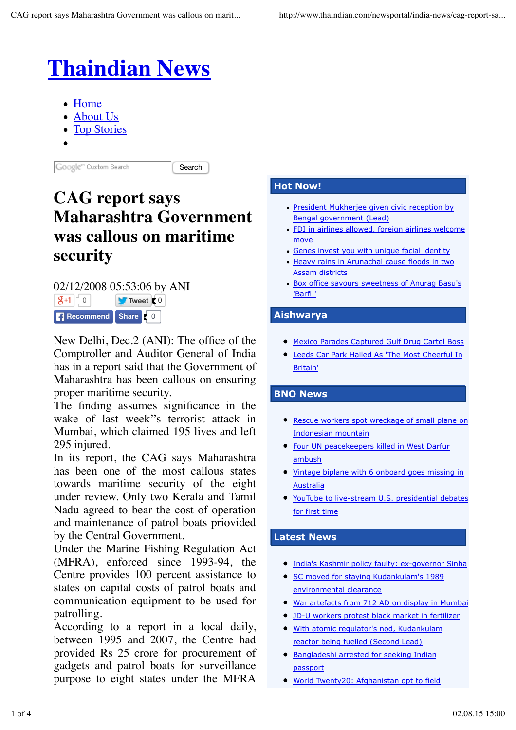# Thaindian News

- Home
- About Us
- Top Stories
-

Google™ Custom Search | Search

## CAG report says Maharashtra Government was callous on maritime security

02/12/2008 05:53:06 by ANI

+1 0 | Tweet 0 | Recommend | Share 0

New Delhi, Dec.2 (ANI): The office of the Comptroller and Auditor General of India has in a report said that the Government of Maharashtra has been callous on ensuring proper maritime security.

The finding assumes significance in the wake of last week''s terrorist attack in Mumbai, which claimed 195 lives and left 295 injured.

In its report, the CAG says Maharashtra has been one of the most callous states towards maritime security of the eight under review. Only two Kerala and Tamil Nadu agreed to bear the cost of operation and maintenance of patrol boats priovided by the Central Government.

Under the Marine Fishing Regulation Act (MFRA), enforced since 1993-94, the Centre provides 100 percent assistance to states on capital costs of patrol boats and communication equipment to be used for patrolling.

According to a report in a local daily, between 1995 and 2007, the Centre had provided Rs 25 crore for procurement of gadgets and patrol boats for surveillance purpose to eight states under the MFRA

### Hot Now!

- President Mukherjee given civic reception by Bengal government (Lead)
- FDI in airlines allowed, foreign airlines welcome move
- Genes invest you with unique facial identity
- Heavy rains in Arunachal cause floods in two Assam districts
- Box office savours sweetness of Anurag Basu's 'Barfi!'

### Aishwarya

- Mexico Parades Captured Gulf Drug Cartel Boss
- Leeds Car Park Hailed As 'The Most Cheerful In Britain'

### BNO News

- Rescue workers spot wreckage of small plane on Indonesian mountain
- Four UN peacekeepers killed in West Darfur ambush
- Vintage biplane with 6 onboard goes missing in Australia
- YouTube to live-stream U.S. presidential debates for first time

### Latest News

- India's Kashmir policy faulty: ex-governor Sinha
- SC moved for staying Kudankulam's 1989 environmental clearance
- War artefacts from 712 AD on display in Mumbai
- JD-U workers protest black market in fertilizer
- With atomic regulator's nod, Kudankulam reactor being fuelled (Second Lead)
- Bangladeshi arrested for seeking Indian passport
- World Twenty20: Afghanistan opt to field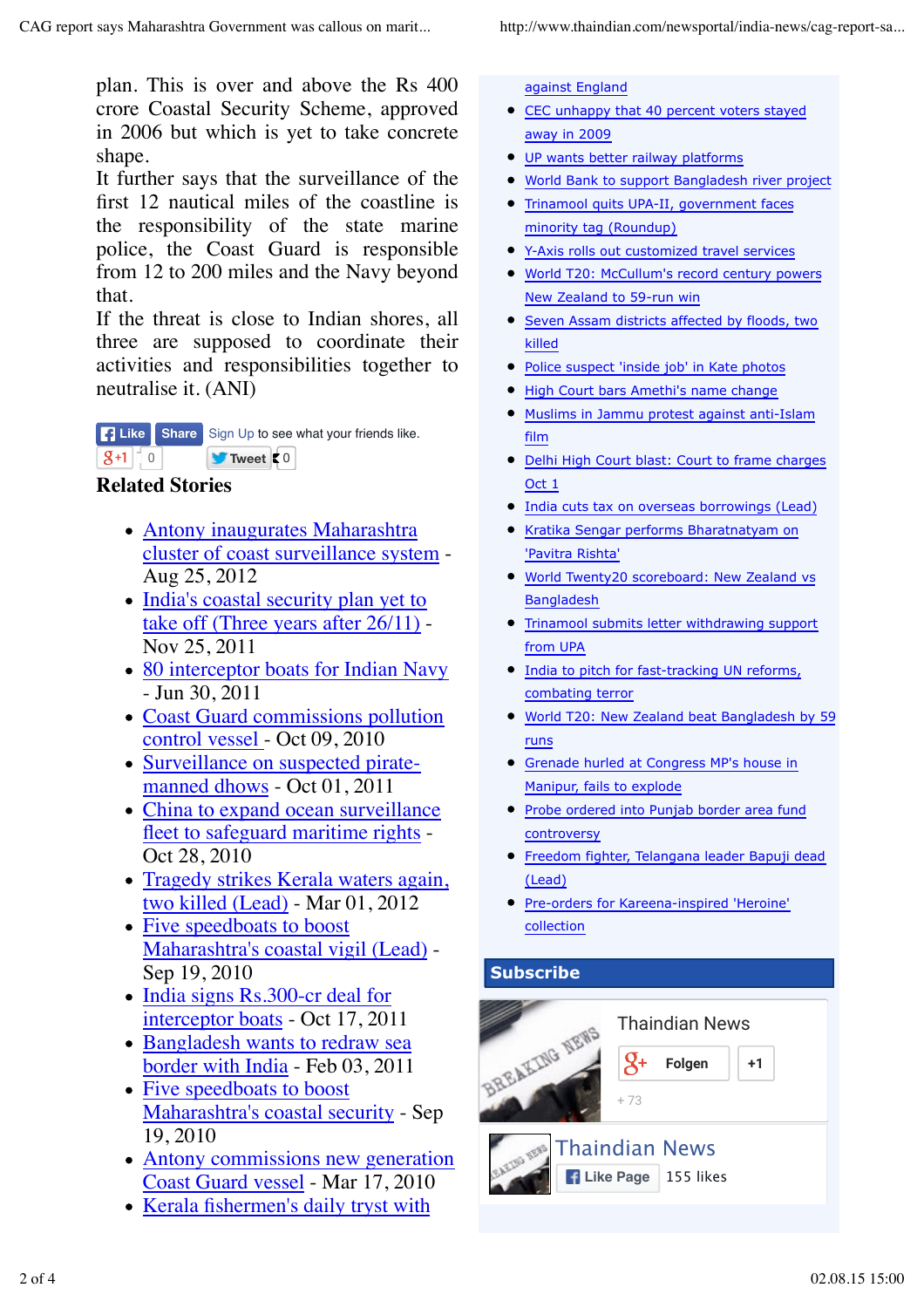plan. This is over and above the Rs 400 crore Coastal Security Scheme, approved in 2006 but which is yet to take concrete shape.

It further says that the surveillance of the first 12 nautical miles of the coastline is the responsibility of the state marine police, the Coast Guard is responsible from 12 to 200 miles and the Navy beyond that.

If the threat is close to Indian shores, all three are supposed to coordinate their activities and responsibilities together to neutralise it. (ANI)

Like Share Sign Up to see what your friends like.

+1 0 Tweet 0

## Related Stories

- Antony inaugurates Maharashtra cluster of coast surveillance system - Aug 25, 2012
- India's coastal security plan yet to take off (Three years after 26/11) - Nov 25, 2011
- 80 interceptor boats for Indian Navy - Jun 30, 2011
- Coast Guard commissions pollution control vessel - Oct 09, 2010
- Surveillance on suspected pirate-manned dhows - Oct 01, 2011
- China to expand ocean surveillance fleet to safeguard maritime rights - Oct 28, 2010
- Tragedy strikes Kerala waters again, two killed (Lead) - Mar 01, 2012
- Five speedboats to boost Maharashtra's coastal vigil (Lead) - Sep 19, 2010
- India signs Rs.300-cr deal for interceptor boats - Oct 17, 2011
- Bangladesh wants to redraw sea border with India - Feb 03, 2011
- Five speedboats to boost Maharashtra's coastal security - Sep 19, 2010
- Antony commissions new generation Coast Guard vessel - Mar 17, 2010
- Kerala fishermen's daily tryst with

---

against England

- CEC unhappy that 40 percent voters stayed away in 2009
- UP wants better railway platforms
- World Bank to support Bangladesh river project
- Trinamool quits UPA-II, government faces minority tag (Roundup)
- Y-Axis rolls out customized travel services
- World T20: McCullum's record century powers New Zealand to 59-run win
- Seven Assam districts affected by floods, two killed
- Police suspect 'inside job' in Kate photos
- High Court bars Amethi's name change
- Muslims in Jammu protest against anti-Islam film
- Delhi High Court blast: Court to frame charges Oct 1
- India cuts tax on overseas borrowings (Lead)
- Kratika Sengar performs Bharatnatyam on 'Pavitra Rishta'
- World Twenty20 scoreboard: New Zealand vs Bangladesh
- Trinamool submits letter withdrawing support from UPA
- India to pitch for fast-tracking UN reforms, combating terror
- World T20: New Zealand beat Bangladesh by 59 runs
- Grenade hurled at Congress MP's house in Manipur, fails to explode
- Probe ordered into Punjab border area fund controversy
- Freedom fighter, Telangana leader Bapuji dead (Lead)
- Pre-orders for Kareena-inspired 'Heroine' collection

## Subscribe

Thaindian News

Folgen +1

+ 73

Thaindian News

Like Page 155 likes